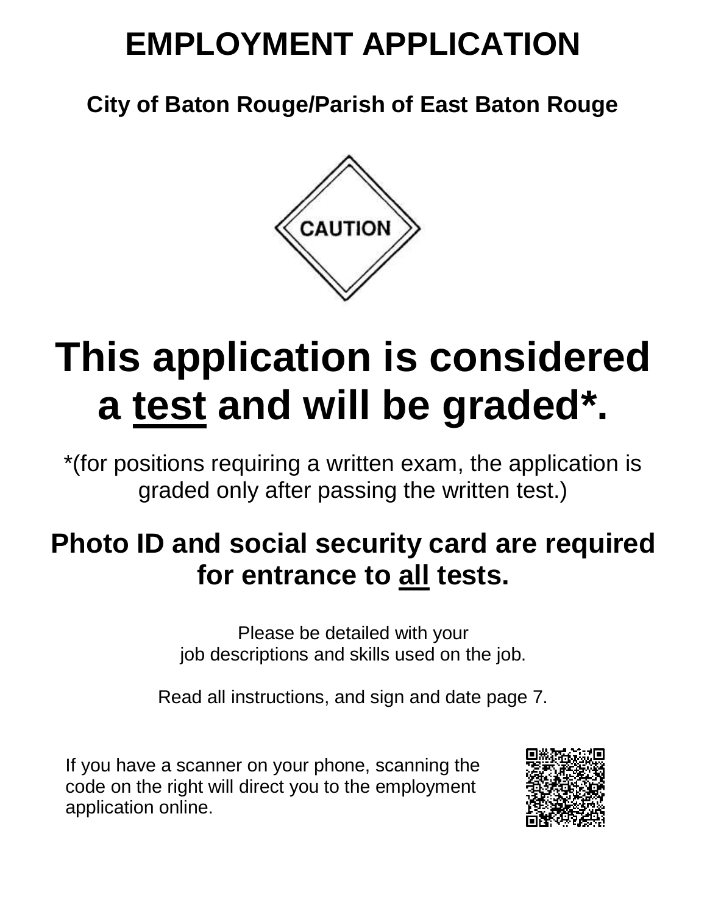# EMPLOYMENT APPLICATION

## City of Baton Rouge/Parish of East Baton Rouge

CAUTION

# This application is considered a <u>test</u> and will be graded*.

*(for positions requiring a written exam, the application is graded only after passing the written test.)

## Photo ID and social security card are required for entrance to <u>all</u> tests.

Please be detailed with your job descriptions and skills used on the job.

Read all instructions, and sign and date page 7.

If you have a scanner on your phone, scanning the code on the right will direct you to the employment application online.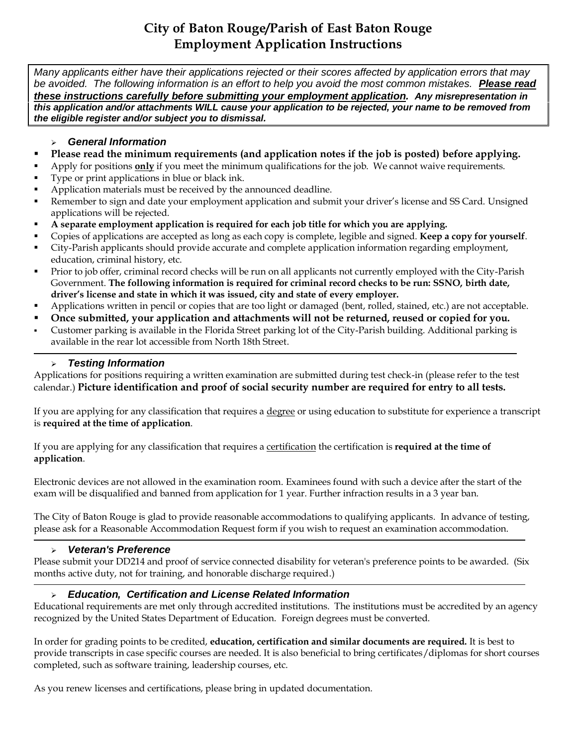# City of Baton Rouge/Parish of East Baton Rouge
## Employment Application Instructions

*Many applicants either have their applications rejected or their scores affected by application errors that may be avoided. The following information is an effort to help you avoid the most common mistakes.* ***Please read these instructions carefully before submitting your employment application.*** ***Any misrepresentation in this application and/or attachments WILL cause your application to be rejected, your name to be removed from the eligible register and/or subject you to dismissal.***

### *General Information*

- **Please read the minimum requirements (and application notes if the job is posted) before applying.**
- Apply for positions **only** if you meet the minimum qualifications for the job. We cannot waive requirements.
- Type or print applications in blue or black ink.
- Application materials must be received by the announced deadline.
- Remember to sign and date your employment application and submit your driver's license and SS Card. Unsigned applications will be rejected.
- **A separate employment application is required for each job title for which you are applying.**
- Copies of applications are accepted as long as each copy is complete, legible and signed. **Keep a copy for yourself**.
- City-Parish applicants should provide accurate and complete application information regarding employment, education, criminal history, etc.
- Prior to job offer, criminal record checks will be run on all applicants not currently employed with the City-Parish Government. **The following information is required for criminal record checks to be run: SSNO, birth date, driver's license and state in which it was issued, city and state of every employer.**
- Applications written in pencil or copies that are too light or damaged (bent, rolled, stained, etc.) are not acceptable.
- **Once submitted, your application and attachments will not be returned, reused or copied for you.**
- Customer parking is available in the Florida Street parking lot of the City-Parish building. Additional parking is available in the rear lot accessible from North 18th Street.

### *Testing Information*

Applications for positions requiring a written examination are submitted during test check-in (please refer to the test calendar.) **Picture identification and proof of social security number are required for entry to all tests.**

If you are applying for any classification that requires a degree or using education to substitute for experience a transcript is **required at the time of application**.

If you are applying for any classification that requires a certification the certification is **required at the time of application**.

Electronic devices are not allowed in the examination room. Examinees found with such a device after the start of the exam will be disqualified and banned from application for 1 year. Further infraction results in a 3 year ban.

The City of Baton Rouge is glad to provide reasonable accommodations to qualifying applicants. In advance of testing, please ask for a Reasonable Accommodation Request form if you wish to request an examination accommodation.

### *Veteran's Preference*

Please submit your DD214 and proof of service connected disability for veteran's preference points to be awarded. (Six months active duty, not for training, and honorable discharge required.)

### *Education, Certification and License Related Information*

Educational requirements are met only through accredited institutions. The institutions must be accredited by an agency recognized by the United States Department of Education. Foreign degrees must be converted.

In order for grading points to be credited, **education, certification and similar documents are required.** It is best to provide transcripts in case specific courses are needed. It is also beneficial to bring certificates/diplomas for short courses completed, such as software training, leadership courses, etc.

As you renew licenses and certifications, please bring in updated documentation.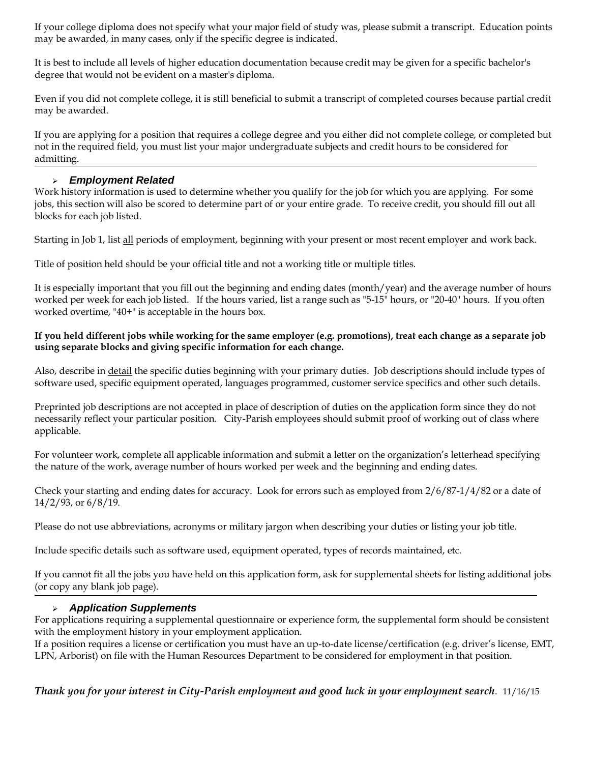If your college diploma does not specify what your major field of study was, please submit a transcript. Education points may be awarded, in many cases, only if the specific degree is indicated.

It is best to include all levels of higher education documentation because credit may be given for a specific bachelor's degree that would not be evident on a master's diploma.

Even if you did not complete college, it is still beneficial to submit a transcript of completed courses because partial credit may be awarded.

If you are applying for a position that requires a college degree and you either did not complete college, or completed but not in the required field, you must list your major undergraduate subjects and credit hours to be considered for admitting.

---

### ➢ *Employment Related*

Work history information is used to determine whether you qualify for the job for which you are applying. For some jobs, this section will also be scored to determine part of or your entire grade. To receive credit, you should fill out all blocks for each job listed.

Starting in Job 1, list <u>all</u> periods of employment, beginning with your present or most recent employer and work back.

Title of position held should be your official title and not a working title or multiple titles.

It is especially important that you fill out the beginning and ending dates (month/year) and the average number of hours worked per week for each job listed. If the hours varied, list a range such as "5-15" hours, or "20-40" hours. If you often worked overtime, "40+" is acceptable in the hours box.

**If you held different jobs while working for the same employer (e.g. promotions), treat each change as a separate job using separate blocks and giving specific information for each change.**

Also, describe in <u>detail</u> the specific duties beginning with your primary duties. Job descriptions should include types of software used, specific equipment operated, languages programmed, customer service specifics and other such details.

Preprinted job descriptions are not accepted in place of description of duties on the application form since they do not necessarily reflect your particular position. City-Parish employees should submit proof of working out of class where applicable.

For volunteer work, complete all applicable information and submit a letter on the organization's letterhead specifying the nature of the work, average number of hours worked per week and the beginning and ending dates.

Check your starting and ending dates for accuracy. Look for errors such as employed from 2/6/87-1/4/82 or a date of 14/2/93, or 6/8/19.

Please do not use abbreviations, acronyms or military jargon when describing your duties or listing your job title.

Include specific details such as software used, equipment operated, types of records maintained, etc.

If you cannot fit all the jobs you have held on this application form, ask for supplemental sheets for listing additional jobs (or copy any blank job page).

---

### ➢ *Application Supplements*

For applications requiring a supplemental questionnaire or experience form, the supplemental form should be consistent with the employment history in your employment application.

If a position requires a license or certification you must have an up-to-date license/certification (e.g. driver's license, EMT, LPN, Arborist) on file with the Human Resources Department to be considered for employment in that position.

***Thank you for your interest in City-Parish employment and good luck in your employment search***. 11/16/15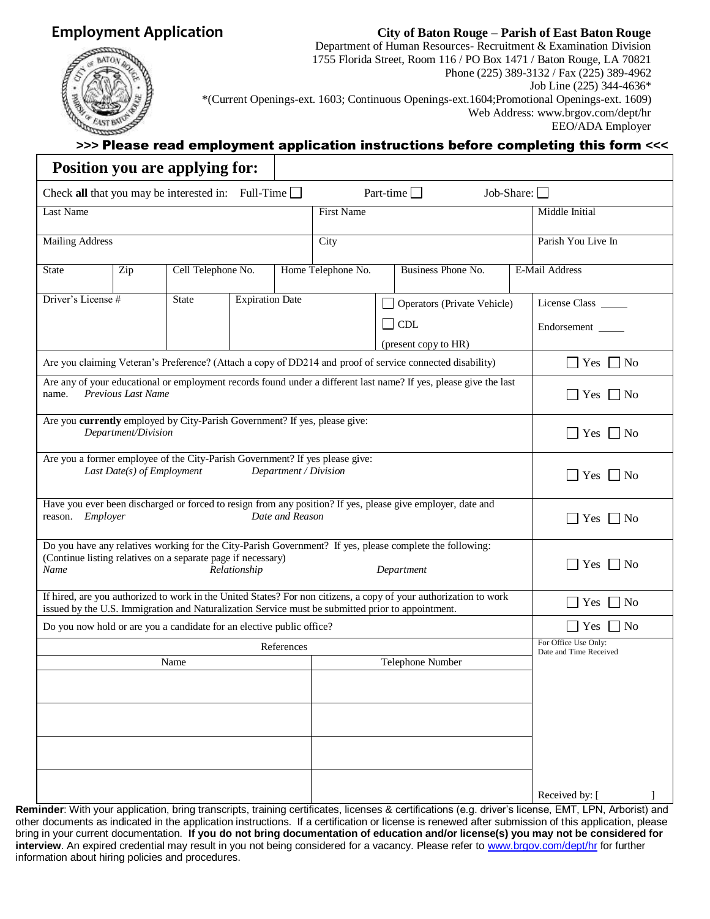## Employment Application

**City of Baton Rouge – Parish of East Baton Rouge**
Department of Human Resources- Recruitment & Examination Division
1755 Florida Street, Room 116 / PO Box 1471 / Baton Rouge, LA 70821
Phone (225) 389-3132 / Fax (225) 389-4962
Job Line (225) 344-4636*
*(Current Openings-ext. 1603; Continuous Openings-ext.1604;Promotional Openings-ext. 1609)
Web Address: www.brgov.com/dept/hr
EEO/ADA Employer

**>>> Please read employment application instructions before completing this form <<<**

| **Position you are applying for:** | | | | | | |
|---|---|---|---|---|---|---|
| Check **all** that you may be interested in: Full-Time ☐ | | | Part-time ☐ | | Job-Share: ☐ | |
| Last Name | | | First Name | | | Middle Initial |
| Mailing Address | | | City | | | Parish You Live In |
| State | Zip | Cell Telephone No. | Home Telephone No. | Business Phone No. | | E-Mail Address |
| Driver's License # | State | Expiration Date | | ☐ Operators (Private Vehicle)<br>☐ CDL<br>(present copy to HR) | | License Class _____<br>Endorsement _____ |

| Question | Answer |
|---|---|
| Are you claiming Veteran's Preference? (Attach a copy of DD214 and proof of service connected disability) | ☐ Yes ☐ No |
| Are any of your educational or employment records found under a different last name? If yes, please give the last name. *Previous Last Name* | ☐ Yes ☐ No |
| Are you **currently** employed by City-Parish Government? If yes, please give: *Department/Division* | ☐ Yes ☐ No |
| Are you a former employee of the City-Parish Government? If yes please give: *Last Date(s) of Employment* *Department / Division* | ☐ Yes ☐ No |
| Have you ever been discharged or forced to resign from any position? If yes, please give employer, date and reason. *Employer* *Date and Reason* | ☐ Yes ☐ No |
| Do you have any relatives working for the City-Parish Government? If yes, please complete the following: (Continue listing relatives on a separate page if necessary) *Name* *Relationship* *Department* | ☐ Yes ☐ No |
| If hired, are you authorized to work in the United States? For non citizens, a copy of your authorization to work issued by the U.S. Immigration and Naturalization Service must be submitted prior to appointment. | ☐ Yes ☐ No |
| Do you now hold or are you a candidate for an elective public office? | ☐ Yes ☐ No |

| References | | For Office Use Only: Date and Time Received |
|---|---|---|
| Name | Telephone Number | |
| | | |
| | | |
| | | |
| | | Received by: [ ] |

**Reminder**: With your application, bring transcripts, training certificates, licenses & certifications (e.g. driver's license, EMT, LPN, Arborist) and other documents as indicated in the application instructions. If a certification or license is renewed after submission of this application, please bring in your current documentation. **If you do not bring documentation of education and/or license(s) you may not be considered for interview**. An expired credential may result in you not being considered for a vacancy. Please refer to www.brgov.com/dept/hr for further information about hiring policies and procedures.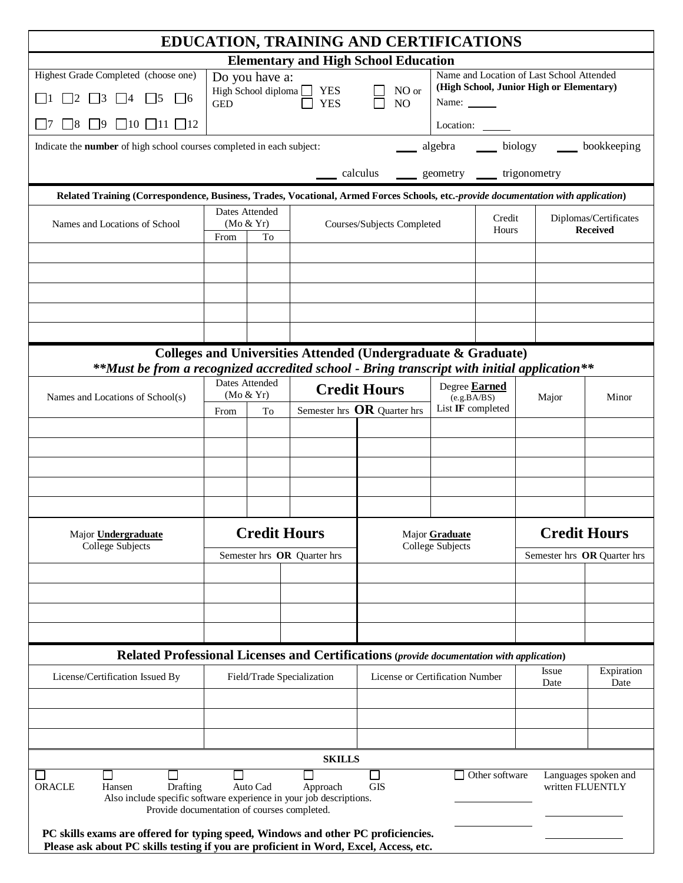# EDUCATION, TRAINING AND CERTIFICATIONS

## Elementary and High School Education

| Highest Grade Completed (choose one) | Do you have a: | Name and Location of Last School Attended (High School, Junior High or Elementary) |
|---|---|---|
| ☐1 ☐2 ☐3 ☐4 ☐5 ☐6 | High School diploma ☐ YES ☐ NO or | Name: ______ |
| ☐7 ☐8 ☐9 ☐10 ☐11 ☐12 | GED ☐ YES ☐ NO | Location: ______ |

Indicate the **number** of high school courses completed in each subject: ____ algebra ____ biology ____ bookkeeping ____ calculus ____ geometry ____ trigonometry

## Related Training (Correspondence, Business, Trades, Vocational, Armed Forces Schools, etc.-*provide documentation with application*)

| Names and Locations of School | Dates Attended (Mo & Yr) | | Courses/Subjects Completed | Credit Hours | Diplomas/Certificates **Received** |
|---|---|---|---|---|---|
| | From | To | | | |
| | | | | | |
| | | | | | |
| | | | | | |
| | | | | | |
| | | | | | |

## Colleges and Universities Attended (Undergraduate & Graduate)

***\*\*Must be from a recognized accredited school - Bring transcript with initial application\*\****

| Names and Locations of School(s) | Dates Attended (Mo & Yr) | | **Credit Hours** | | Degree **Earned** (e.g.BA/BS) List **IF** completed | Major | Minor |
|---|---|---|---|---|---|---|---|
| | From | To | Semester hrs | **OR** Quarter hrs | | | |
| | | | | | | | |
| | | | | | | | |
| | | | | | | | |
| | | | | | | | |
| | | | | | | | |

| Major **Undergraduate** College Subjects | **Credit Hours** | | Major **Graduate** College Subjects | **Credit Hours** | |
|---|---|---|---|---|---|
| | Semester hrs | **OR** Quarter hrs | | Semester hrs | **OR** Quarter hrs |
| | | | | | |
| | | | | | |
| | | | | | |
| | | | | | |

## Related Professional Licenses and Certifications (*provide documentation with application*)

| License/Certification Issued By | Field/Trade Specialization | License or Certification Number | Issue Date | Expiration Date |
|---|---|---|---|---|
| | | | | |
| | | | | |
| | | | | |

## SKILLS

☐ ORACLE ☐ Hansen ☐ Drafting ☐ Auto Cad ☐ Approach ☐ GIS ☐ Other software ______ ______

Languages spoken and written FLUENTLY ______ ______

Also include specific software experience in your job descriptions.
Provide documentation of courses completed.

**PC skills exams are offered for typing speed, Windows and other PC proficiencies.**
**Please ask about PC skills testing if you are proficient in Word, Excel, Access, etc.**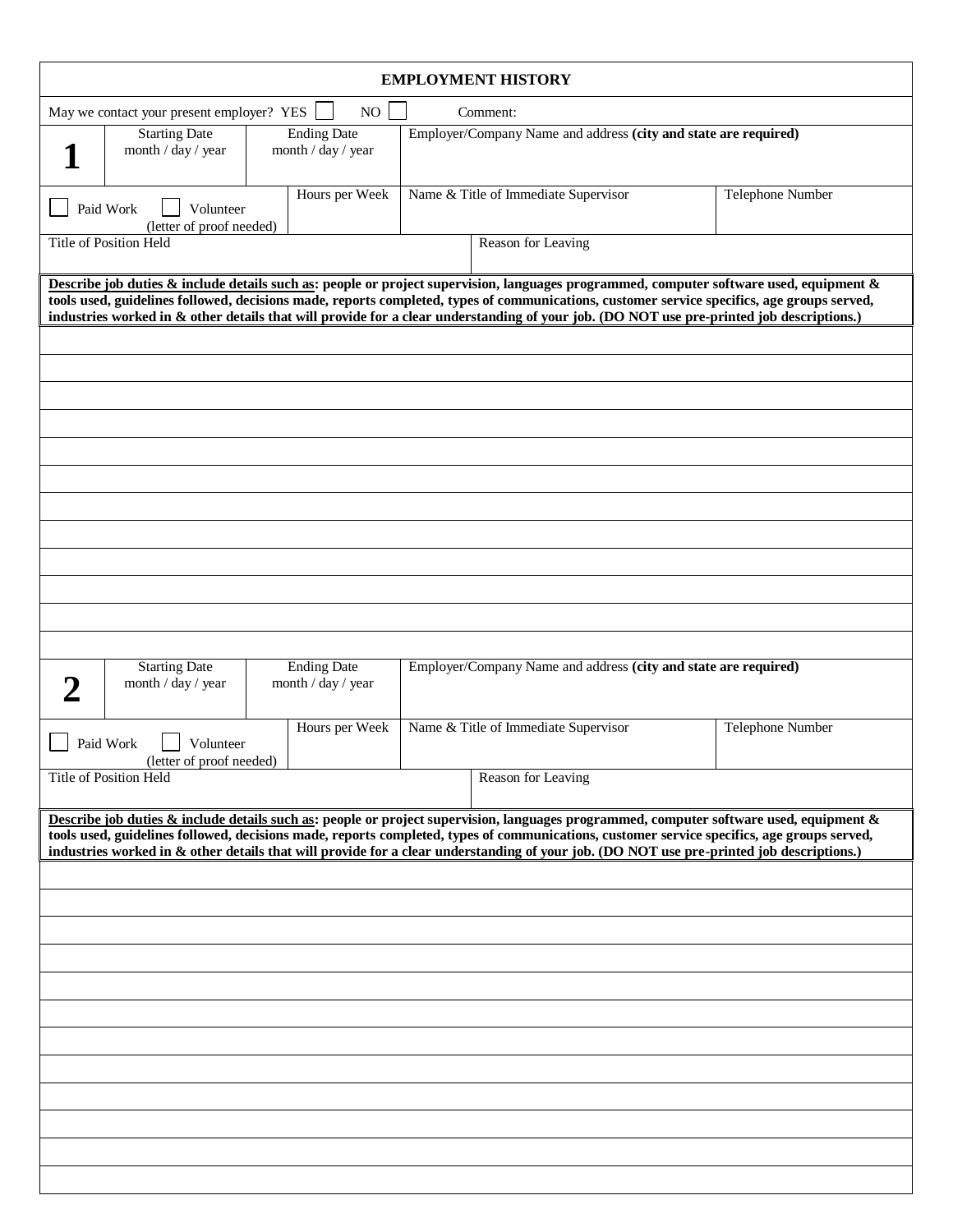# EMPLOYMENT HISTORY

May we contact your present employer? YES ☐ NO ☐ Comment:

| **1** | Starting Date month / day / year | Ending Date month / day / year | Employer/Company Name and address **(city and state are required)** | |
|---|---|---|---|---|
| ☐ Paid Work ☐ Volunteer (letter of proof needed) | | Hours per Week | Name & Title of Immediate Supervisor | Telephone Number |
| Title of Position Held | | | Reason for Leaving | |

**<u>Describe job duties & include details such as</u>: people or project supervision, languages programmed, computer software used, equipment & tools used, guidelines followed, decisions made, reports completed, types of communications, customer service specifics, age groups served, industries worked in & other details that will provide for a clear understanding of your job. (DO NOT use pre-printed job descriptions.)**

| **2** | Starting Date month / day / year | Ending Date month / day / year | Employer/Company Name and address **(city and state are required)** | |
|---|---|---|---|---|
| ☐ Paid Work ☐ Volunteer (letter of proof needed) | | Hours per Week | Name & Title of Immediate Supervisor | Telephone Number |
| Title of Position Held | | | Reason for Leaving | |

**<u>Describe job duties & include details such as</u>: people or project supervision, languages programmed, computer software used, equipment & tools used, guidelines followed, decisions made, reports completed, types of communications, customer service specifics, age groups served, industries worked in & other details that will provide for a clear understanding of your job. (DO NOT use pre-printed job descriptions.)**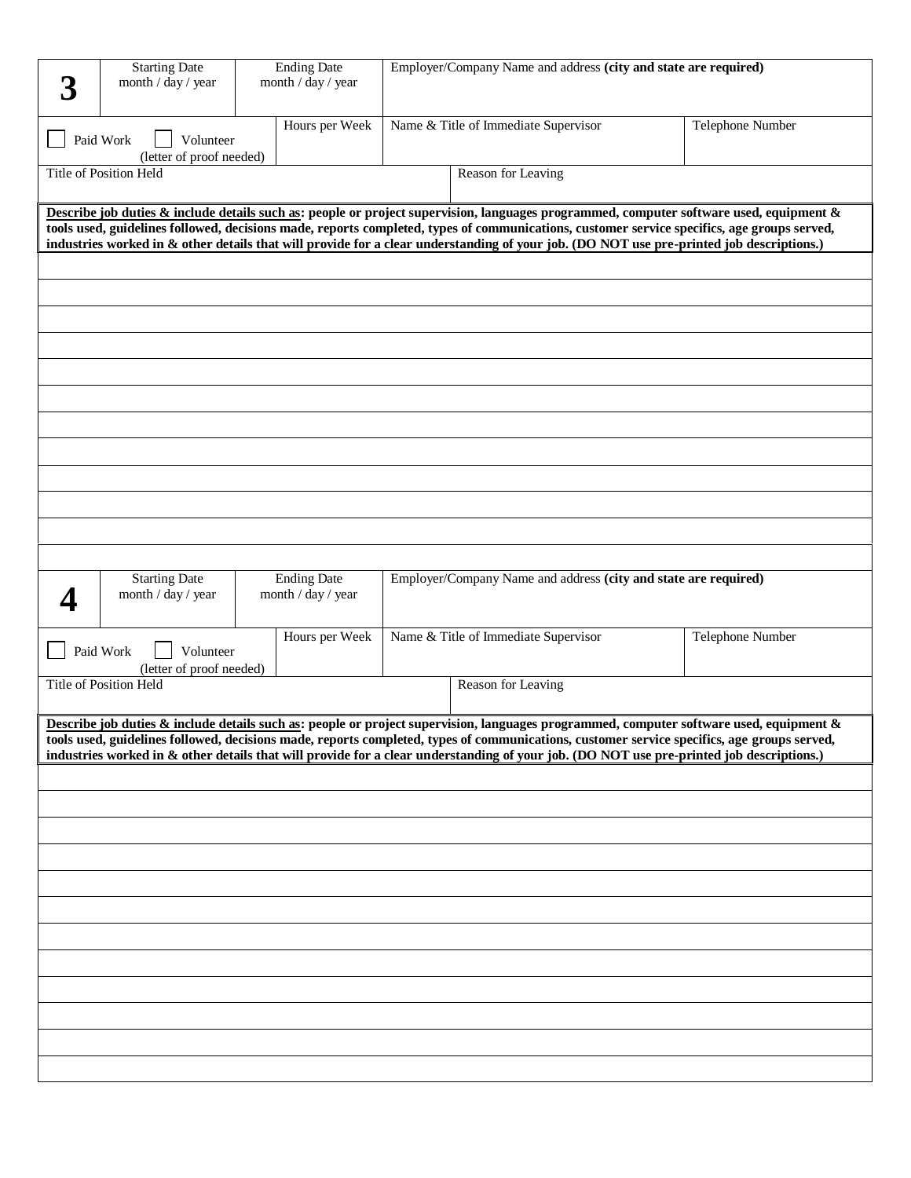| 3 | Starting Date month / day / year | Ending Date month / day / year | Employer/Company Name and address **(city and state are required)** |
|---|---|---|---|

| ☐ Paid Work ☐ Volunteer (letter of proof needed) | Hours per Week | Name & Title of Immediate Supervisor | Telephone Number |
|---|---|---|---|

| Title of Position Held | Reason for Leaving |
|---|---|

**Describe job duties & include details such as: people or project supervision, languages programmed, computer software used, equipment & tools used, guidelines followed, decisions made, reports completed, types of communications, customer service specifics, age groups served, industries worked in & other details that will provide for a clear understanding of your job. (DO NOT use pre-printed job descriptions.)**

| 4 | Starting Date month / day / year | Ending Date month / day / year | Employer/Company Name and address **(city and state are required)** |
|---|---|---|---|

| ☐ Paid Work ☐ Volunteer (letter of proof needed) | Hours per Week | Name & Title of Immediate Supervisor | Telephone Number |
|---|---|---|---|

| Title of Position Held | Reason for Leaving |
|---|---|

**Describe job duties & include details such as: people or project supervision, languages programmed, computer software used, equipment & tools used, guidelines followed, decisions made, reports completed, types of communications, customer service specifics, age groups served, industries worked in & other details that will provide for a clear understanding of your job. (DO NOT use pre-printed job descriptions.)**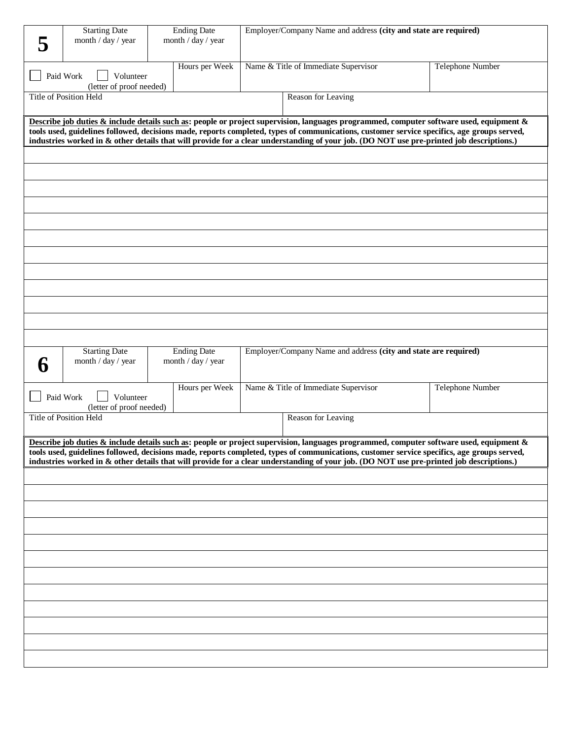| **5** | Starting Date<br>month / day / year | Ending Date<br>month / day / year | Employer/Company Name and address **(city and state are required)** | |
|---|---|---|---|---|
| ☐ Paid Work ☐ Volunteer (letter of proof needed) | | Hours per Week | Name & Title of Immediate Supervisor | Telephone Number |
| Title of Position Held | | | Reason for Leaving | |

**Describe job duties & include details such as: people or project supervision, languages programmed, computer software used, equipment & tools used, guidelines followed, decisions made, reports completed, types of communications, customer service specifics, age groups served, industries worked in & other details that will provide for a clear understanding of your job. (DO NOT use pre-printed job descriptions.)**

| **6** | Starting Date<br>month / day / year | Ending Date<br>month / day / year | Employer/Company Name and address **(city and state are required)** | |
|---|---|---|---|---|
| ☐ Paid Work ☐ Volunteer (letter of proof needed) | | Hours per Week | Name & Title of Immediate Supervisor | Telephone Number |
| Title of Position Held | | | Reason for Leaving | |

**Describe job duties & include details such as: people or project supervision, languages programmed, computer software used, equipment & tools used, guidelines followed, decisions made, reports completed, types of communications, customer service specifics, age groups served, industries worked in & other details that will provide for a clear understanding of your job. (DO NOT use pre-printed job descriptions.)**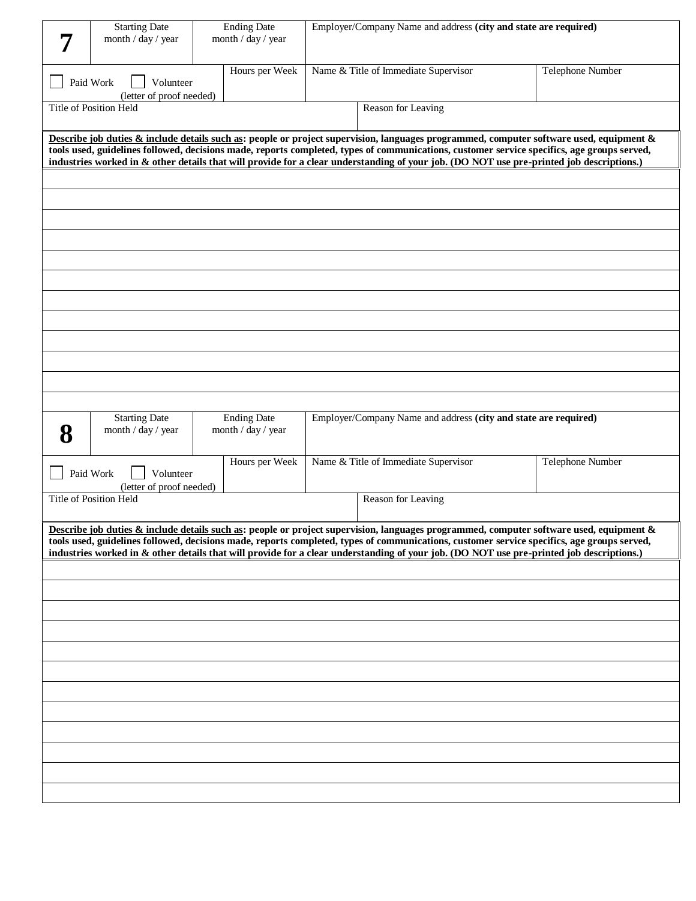| 7 | Starting Date<br>month / day / year | Ending Date<br>month / day / year | Employer/Company Name and address **(city and state are required)** | |
|---|---|---|---|---|
| ☐ Paid Work ☐ Volunteer<br>(letter of proof needed) | | Hours per Week | Name & Title of Immediate Supervisor | Telephone Number |
| Title of Position Held | | | Reason for Leaving | |

**Describe job duties & include details such as: people or project supervision, languages programmed, computer software used, equipment & tools used, guidelines followed, decisions made, reports completed, types of communications, customer service specifics, age groups served, industries worked in & other details that will provide for a clear understanding of your job. (DO NOT use pre-printed job descriptions.)**

| 8 | Starting Date<br>month / day / year | Ending Date<br>month / day / year | Employer/Company Name and address **(city and state are required)** | |
|---|---|---|---|---|
| ☐ Paid Work ☐ Volunteer<br>(letter of proof needed) | | Hours per Week | Name & Title of Immediate Supervisor | Telephone Number |
| Title of Position Held | | | Reason for Leaving | |

**Describe job duties & include details such as: people or project supervision, languages programmed, computer software used, equipment & tools used, guidelines followed, decisions made, reports completed, types of communications, customer service specifics, age groups served, industries worked in & other details that will provide for a clear understanding of your job. (DO NOT use pre-printed job descriptions.)**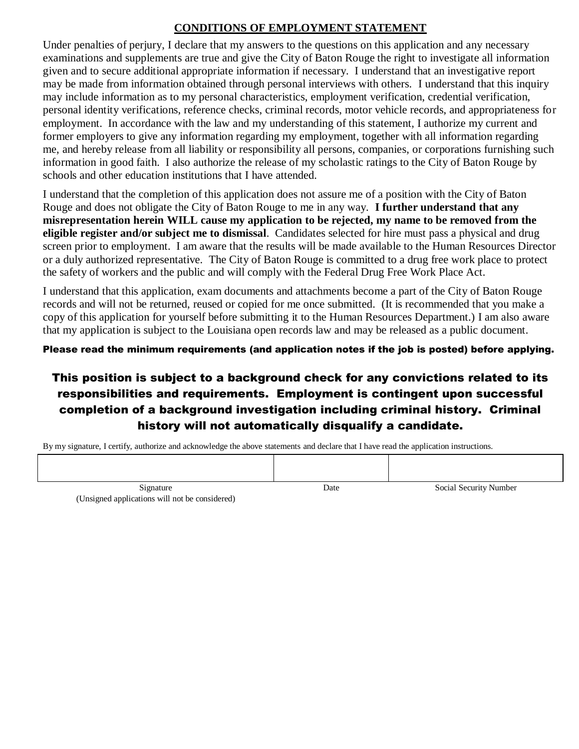## CONDITIONS OF EMPLOYMENT STATEMENT

Under penalties of perjury, I declare that my answers to the questions on this application and any necessary examinations and supplements are true and give the City of Baton Rouge the right to investigate all information given and to secure additional appropriate information if necessary. I understand that an investigative report may be made from information obtained through personal interviews with others. I understand that this inquiry may include information as to my personal characteristics, employment verification, credential verification, personal identity verifications, reference checks, criminal records, motor vehicle records, and appropriateness for employment. In accordance with the law and my understanding of this statement, I authorize my current and former employers to give any information regarding my employment, together with all information regarding me, and hereby release from all liability or responsibility all persons, companies, or corporations furnishing such information in good faith. I also authorize the release of my scholastic ratings to the City of Baton Rouge by schools and other education institutions that I have attended.

I understand that the completion of this application does not assure me of a position with the City of Baton Rouge and does not obligate the City of Baton Rouge to me in any way. **I further understand that any misrepresentation herein WILL cause my application to be rejected, my name to be removed from the eligible register and/or subject me to dismissal**. Candidates selected for hire must pass a physical and drug screen prior to employment. I am aware that the results will be made available to the Human Resources Director or a duly authorized representative. The City of Baton Rouge is committed to a drug free work place to protect the safety of workers and the public and will comply with the Federal Drug Free Work Place Act.

I understand that this application, exam documents and attachments become a part of the City of Baton Rouge records and will not be returned, reused or copied for me once submitted. (It is recommended that you make a copy of this application for yourself before submitting it to the Human Resources Department.) I am also aware that my application is subject to the Louisiana open records law and may be released as a public document.

**Please read the minimum requirements (and application notes if the job is posted) before applying.**

**This position is subject to a background check for any convictions related to its responsibilities and requirements. Employment is contingent upon successful completion of a background investigation including criminal history. Criminal history will not automatically disqualify a candidate.**

By my signature, I certify, authorize and acknowledge the above statements and declare that I have read the application instructions.

| | | |
|---|---|---|
| Signature<br>(Unsigned applications will not be considered) | Date | Social Security Number |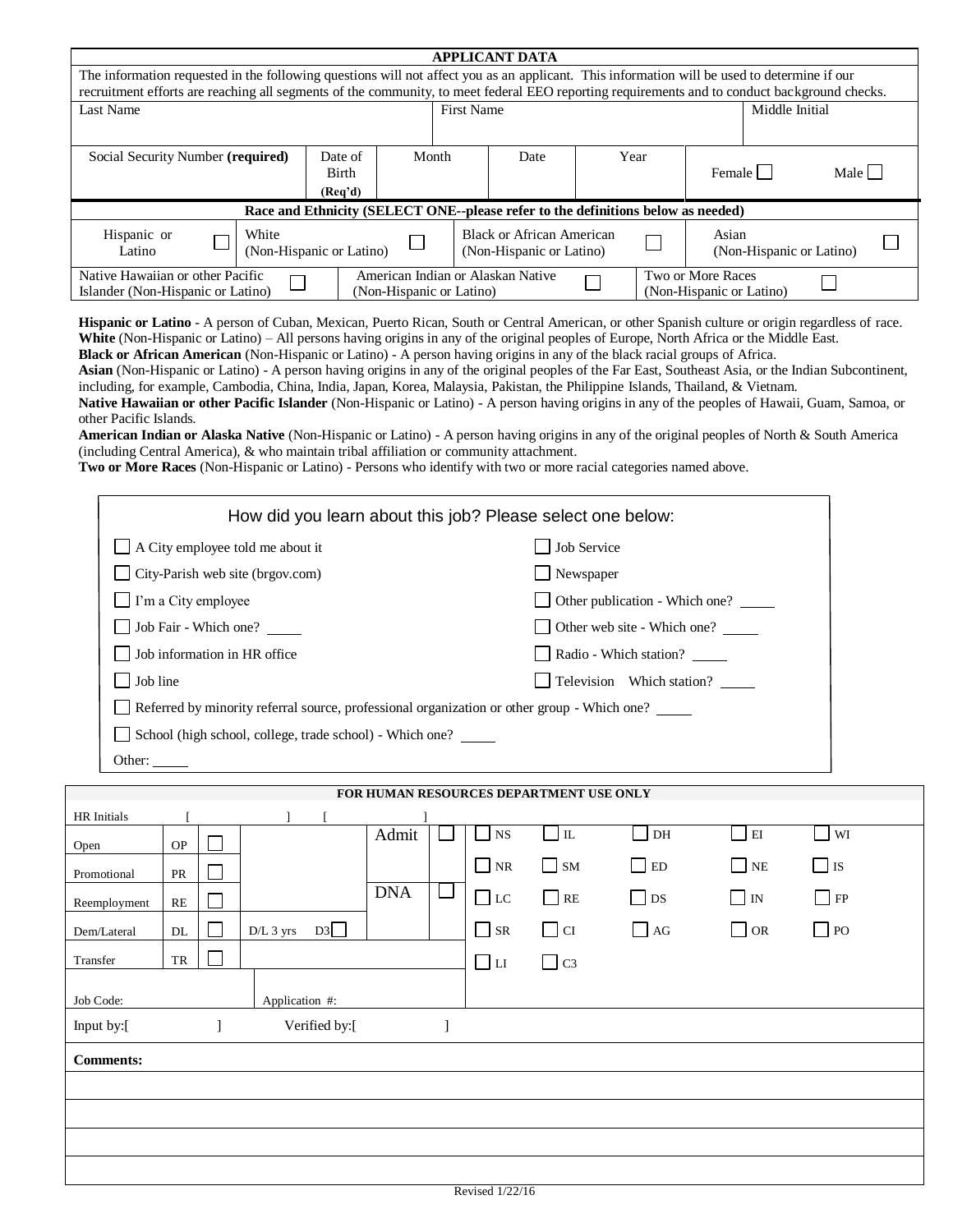## APPLICANT DATA

The information requested in the following questions will not affect you as an applicant. This information will be used to determine if our recruitment efforts are reaching all segments of the community, to meet federal EEO reporting requirements and to conduct background checks.

| Last Name | First Name | Middle Initial |
|---|---|---|
| | | |

| Social Security Number **(required)** | Date of Birth **(Req'd)** | Month | Date | Year | Female ☐ Male ☐ |
|---|---|---|---|---|---|
| | | | | | |

**Race and Ethnicity (SELECT ONE--please refer to the definitions below as needed)**

| | | | |
|---|---|---|---|
| Hispanic or Latino ☐ | White (Non-Hispanic or Latino) ☐ | Black or African American (Non-Hispanic or Latino) ☐ | Asian (Non-Hispanic or Latino) ☐ |
| Native Hawaiian or other Pacific Islander (Non-Hispanic or Latino) ☐ | American Indian or Alaskan Native (Non-Hispanic or Latino) ☐ | Two or More Races (Non-Hispanic or Latino) ☐ | |

**Hispanic or Latino** - A person of Cuban, Mexican, Puerto Rican, South or Central American, or other Spanish culture or origin regardless of race.
**White** (Non-Hispanic or Latino) – All persons having origins in any of the original peoples of Europe, North Africa or the Middle East.
**Black or African American** (Non-Hispanic or Latino) - A person having origins in any of the black racial groups of Africa.
**Asian** (Non-Hispanic or Latino) - A person having origins in any of the original peoples of the Far East, Southeast Asia, or the Indian Subcontinent, including, for example, Cambodia, China, India, Japan, Korea, Malaysia, Pakistan, the Philippine Islands, Thailand, & Vietnam.
**Native Hawaiian or other Pacific Islander** (Non-Hispanic or Latino) - A person having origins in any of the peoples of Hawaii, Guam, Samoa, or other Pacific Islands.
**American Indian or Alaska Native** (Non-Hispanic or Latino) - A person having origins in any of the original peoples of North & South America (including Central America), & who maintain tribal affiliation or community attachment.
**Two or More Races** (Non-Hispanic or Latino) - Persons who identify with two or more racial categories named above.

### How did you learn about this job? Please select one below:

- ☐ A City employee told me about it
- ☐ Job Service
- ☐ City-Parish web site (brgov.com)
- ☐ Newspaper
- ☐ I'm a City employee
- ☐ Other publication - Which one? _____
- ☐ Job Fair - Which one? _____
- ☐ Other web site - Which one? _____
- ☐ Job information in HR office
- ☐ Radio - Which station? _____
- ☐ Job line
- ☐ Television Which station? _____
- ☐ Referred by minority referral source, professional organization or other group - Which one? _____
- ☐ School (high school, college, trade school) - Which one? _____

Other: _____

**FOR HUMAN RESOURCES DEPARTMENT USE ONLY**

HR Initials [ ] [ ]

| | | | | | | | | | | | |
|---|---|---|---|---|---|---|---|---|---|---|---|
| Open | OP | ☐ | | Admit | ☐ | ☐ NS | ☐ IL | ☐ DH | ☐ EI | ☐ WI |
| Promotional | PR | ☐ | | | | ☐ NR | ☐ SM | ☐ ED | ☐ NE | ☐ IS |
| Reemployment | RE | ☐ | | DNA | ☐ | ☐ LC | ☐ RE | ☐ DS | ☐ IN | ☐ FP |
| Dem/Lateral | DL | ☐ | D/L 3 yrs D3 ☐ | | | ☐ SR | ☐ CI | ☐ AG | ☐ OR | ☐ PO |
| Transfer | TR | ☐ | | | | ☐ LI | ☐ C3 | | | |

Job Code: Application #:

Input by:[ ] Verified by:[ ]

**Comments:**

Revised 1/22/16